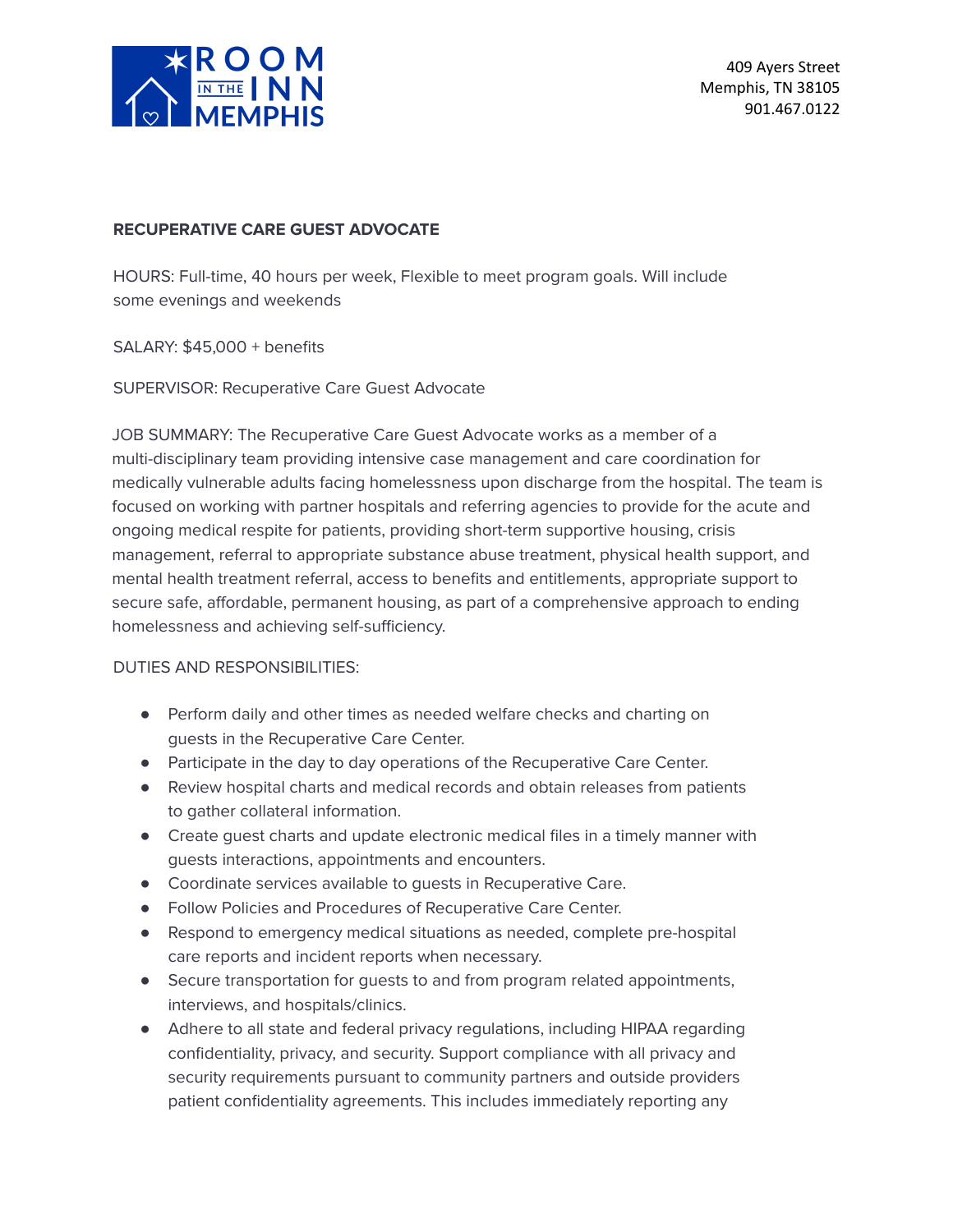ROOM IN THE INN MEMPHIS

409 Ayers Street
Memphis, TN 38105
901.467.0122

**RECUPERATIVE CARE GUEST ADVOCATE**

HOURS: Full-time, 40 hours per week, Flexible to meet program goals. Will include some evenings and weekends

SALARY: $45,000 + benefits

SUPERVISOR: Recuperative Care Guest Advocate

JOB SUMMARY: The Recuperative Care Guest Advocate works as a member of a multi-disciplinary team providing intensive case management and care coordination for medically vulnerable adults facing homelessness upon discharge from the hospital. The team is focused on working with partner hospitals and referring agencies to provide for the acute and ongoing medical respite for patients, providing short-term supportive housing, crisis management, referral to appropriate substance abuse treatment, physical health support, and mental health treatment referral, access to benefits and entitlements, appropriate support to secure safe, affordable, permanent housing, as part of a comprehensive approach to ending homelessness and achieving self-sufficiency.

DUTIES AND RESPONSIBILITIES:

- Perform daily and other times as needed welfare checks and charting on guests in the Recuperative Care Center.
- Participate in the day to day operations of the Recuperative Care Center.
- Review hospital charts and medical records and obtain releases from patients to gather collateral information.
- Create guest charts and update electronic medical files in a timely manner with guests interactions, appointments and encounters.
- Coordinate services available to guests in Recuperative Care.
- Follow Policies and Procedures of Recuperative Care Center.
- Respond to emergency medical situations as needed, complete pre-hospital care reports and incident reports when necessary.
- Secure transportation for guests to and from program related appointments, interviews, and hospitals/clinics.
- Adhere to all state and federal privacy regulations, including HIPAA regarding confidentiality, privacy, and security. Support compliance with all privacy and security requirements pursuant to community partners and outside providers patient confidentiality agreements. This includes immediately reporting any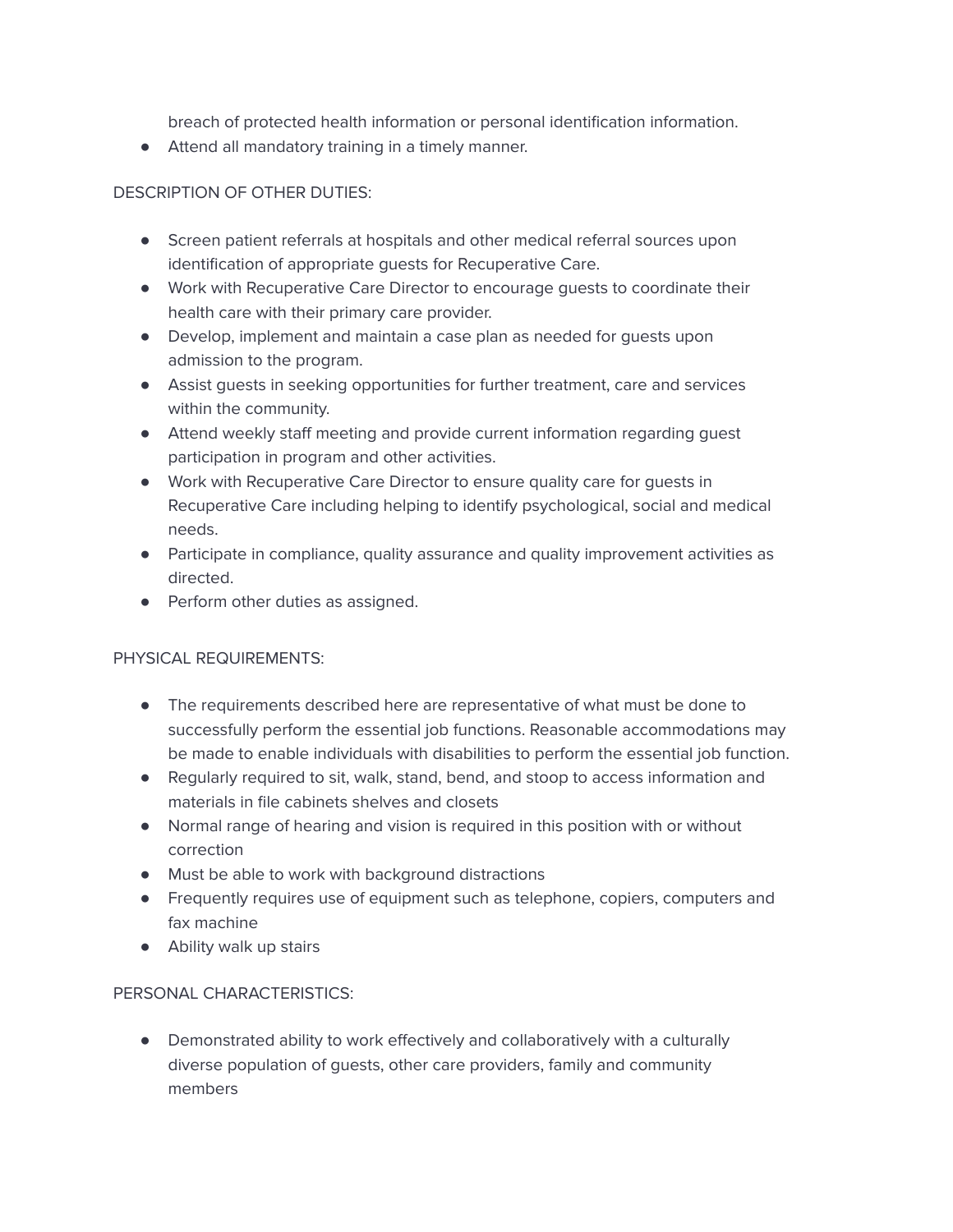breach of protected health information or personal identification information.

- Attend all mandatory training in a timely manner.

DESCRIPTION OF OTHER DUTIES:

- Screen patient referrals at hospitals and other medical referral sources upon identification of appropriate guests for Recuperative Care.
- Work with Recuperative Care Director to encourage guests to coordinate their health care with their primary care provider.
- Develop, implement and maintain a case plan as needed for guests upon admission to the program.
- Assist guests in seeking opportunities for further treatment, care and services within the community.
- Attend weekly staff meeting and provide current information regarding guest participation in program and other activities.
- Work with Recuperative Care Director to ensure quality care for guests in Recuperative Care including helping to identify psychological, social and medical needs.
- Participate in compliance, quality assurance and quality improvement activities as directed.
- Perform other duties as assigned.

PHYSICAL REQUIREMENTS:

- The requirements described here are representative of what must be done to successfully perform the essential job functions. Reasonable accommodations may be made to enable individuals with disabilities to perform the essential job function.
- Regularly required to sit, walk, stand, bend, and stoop to access information and materials in file cabinets shelves and closets
- Normal range of hearing and vision is required in this position with or without correction
- Must be able to work with background distractions
- Frequently requires use of equipment such as telephone, copiers, computers and fax machine
- Ability walk up stairs

PERSONAL CHARACTERISTICS:

- Demonstrated ability to work effectively and collaboratively with a culturally diverse population of guests, other care providers, family and community members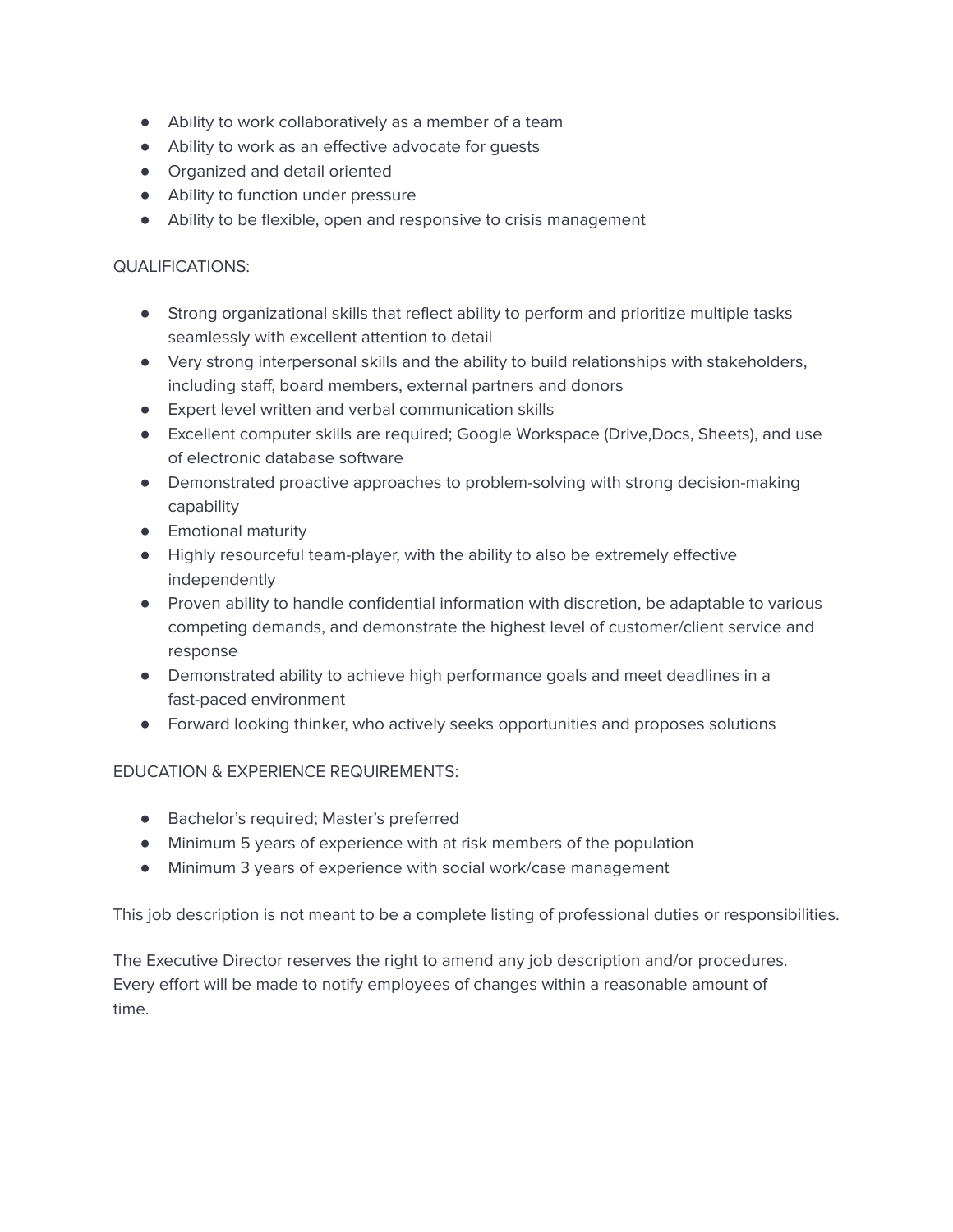- Ability to work collaboratively as a member of a team
- Ability to work as an effective advocate for guests
- Organized and detail oriented
- Ability to function under pressure
- Ability to be flexible, open and responsive to crisis management

QUALIFICATIONS:

- Strong organizational skills that reflect ability to perform and prioritize multiple tasks seamlessly with excellent attention to detail
- Very strong interpersonal skills and the ability to build relationships with stakeholders, including staff, board members, external partners and donors
- Expert level written and verbal communication skills
- Excellent computer skills are required; Google Workspace (Drive,Docs, Sheets), and use of electronic database software
- Demonstrated proactive approaches to problem-solving with strong decision-making capability
- Emotional maturity
- Highly resourceful team-player, with the ability to also be extremely effective independently
- Proven ability to handle confidential information with discretion, be adaptable to various competing demands, and demonstrate the highest level of customer/client service and response
- Demonstrated ability to achieve high performance goals and meet deadlines in a fast-paced environment
- Forward looking thinker, who actively seeks opportunities and proposes solutions

EDUCATION & EXPERIENCE REQUIREMENTS:

- Bachelor's required; Master's preferred
- Minimum 5 years of experience with at risk members of the population
- Minimum 3 years of experience with social work/case management

This job description is not meant to be a complete listing of professional duties or responsibilities.

The Executive Director reserves the right to amend any job description and/or procedures. Every effort will be made to notify employees of changes within a reasonable amount of time.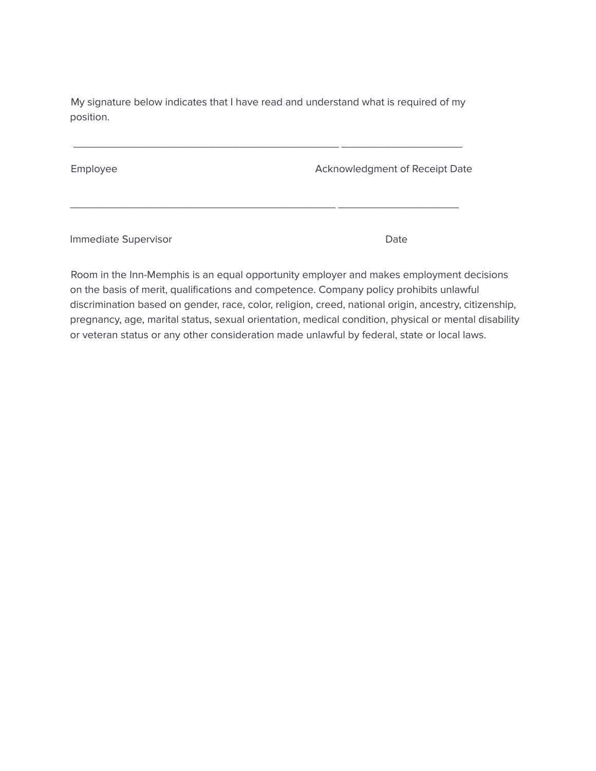My signature below indicates that I have read and understand what is required of my position.

_________________________________________________ ______________________

Employee Acknowledgment of Receipt Date

_________________________________________________ ______________________

Immediate Supervisor Date

Room in the Inn-Memphis is an equal opportunity employer and makes employment decisions on the basis of merit, qualifications and competence. Company policy prohibits unlawful discrimination based on gender, race, color, religion, creed, national origin, ancestry, citizenship, pregnancy, age, marital status, sexual orientation, medical condition, physical or mental disability or veteran status or any other consideration made unlawful by federal, state or local laws.